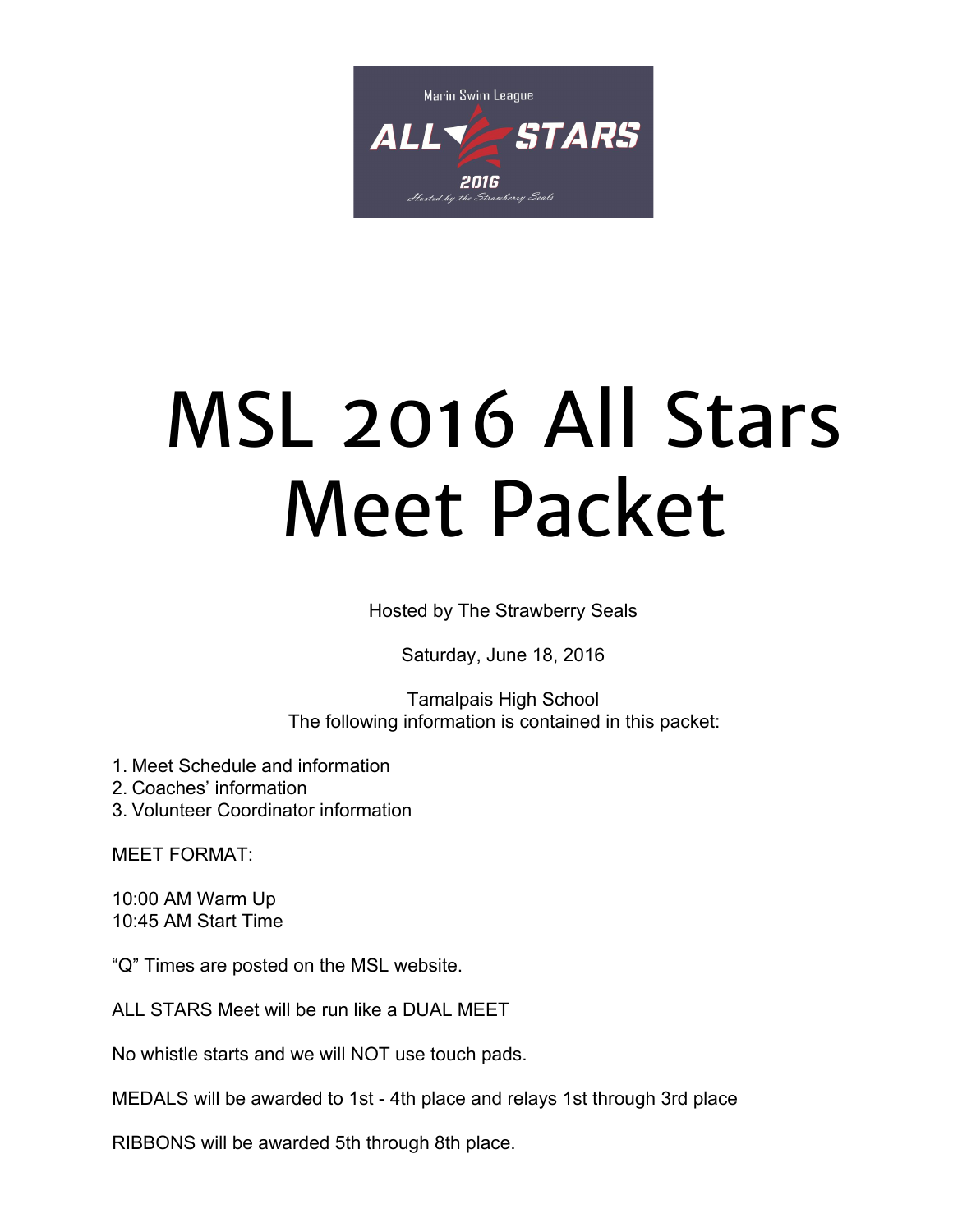# MSL 2016 All Stars Meet Packet

Hosted by The Strawberry Seals

Saturday, June 18, 2016

Tamalpais High School

The following information is contained in this packet:

1. Meet Schedule and information
2. Coaches' information
3. Volunteer Coordinator information

MEET FORMAT:

10:00 AM Warm Up
10:45 AM Start Time

"Q" Times are posted on the MSL website.

ALL STARS Meet will be run like a DUAL MEET

No whistle starts and we will NOT use touch pads.

MEDALS will be awarded to 1st - 4th place and relays 1st through 3rd place

RIBBONS will be awarded 5th through 8th place.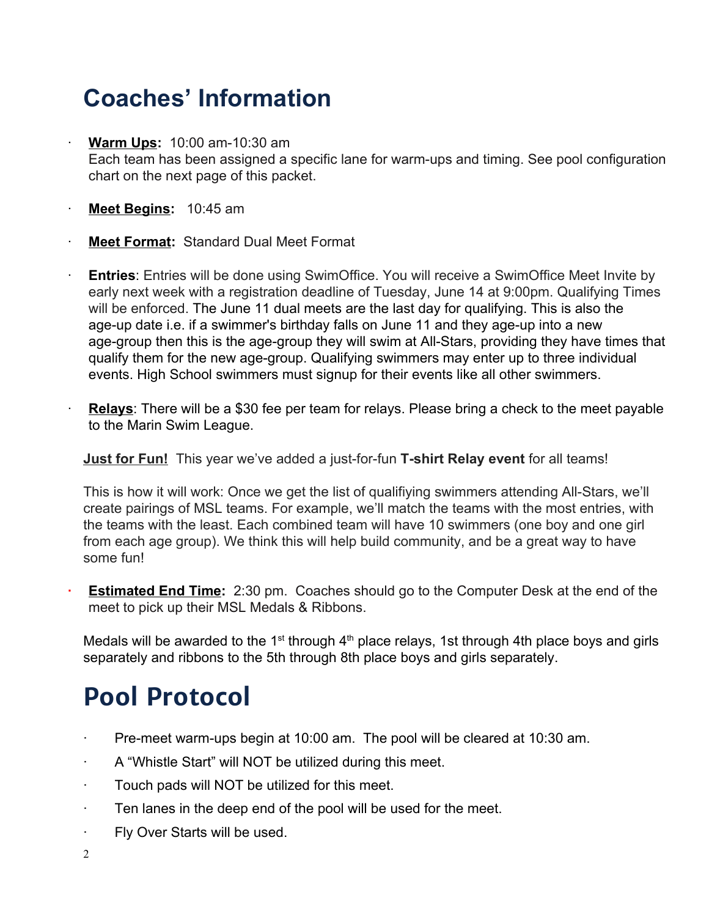# Coaches' Information

- **Warm Ups:** 10:00 am-10:30 am
  Each team has been assigned a specific lane for warm-ups and timing. See pool configuration chart on the next page of this packet.

- **Meet Begins:** 10:45 am

- **Meet Format:** Standard Dual Meet Format

- **Entries**: Entries will be done using SwimOffice. You will receive a SwimOffice Meet Invite by early next week with a registration deadline of Tuesday, June 14 at 9:00pm. Qualifying Times will be enforced. The June 11 dual meets are the last day for qualifying. This is also the age-up date i.e. if a swimmer's birthday falls on June 11 and they age-up into a new age-group then this is the age-group they will swim at All-Stars, providing they have times that qualify them for the new age-group. Qualifying swimmers may enter up to three individual events. High School swimmers must signup for their events like all other swimmers.

- **Relays**: There will be a $30 fee per team for relays. Please bring a check to the meet payable to the Marin Swim League.

**Just for Fun!** This year we've added a just-for-fun **T-shirt Relay event** for all teams!

This is how it will work: Once we get the list of qualifiying swimmers attending All-Stars, we'll create pairings of MSL teams. For example, we'll match the teams with the most entries, with the teams with the least. Each combined team will have 10 swimmers (one boy and one girl from each age group). We think this will help build community, and be a great way to have some fun!

- **Estimated End Time:** 2:30 pm. Coaches should go to the Computer Desk at the end of the meet to pick up their MSL Medals & Ribbons.

Medals will be awarded to the 1st through 4th place relays, 1st through 4th place boys and girls separately and ribbons to the 5th through 8th place boys and girls separately.

# Pool Protocol

- Pre-meet warm-ups begin at 10:00 am. The pool will be cleared at 10:30 am.
- A "Whistle Start" will NOT be utilized during this meet.
- Touch pads will NOT be utilized for this meet.
- Ten lanes in the deep end of the pool will be used for the meet.
- Fly Over Starts will be used.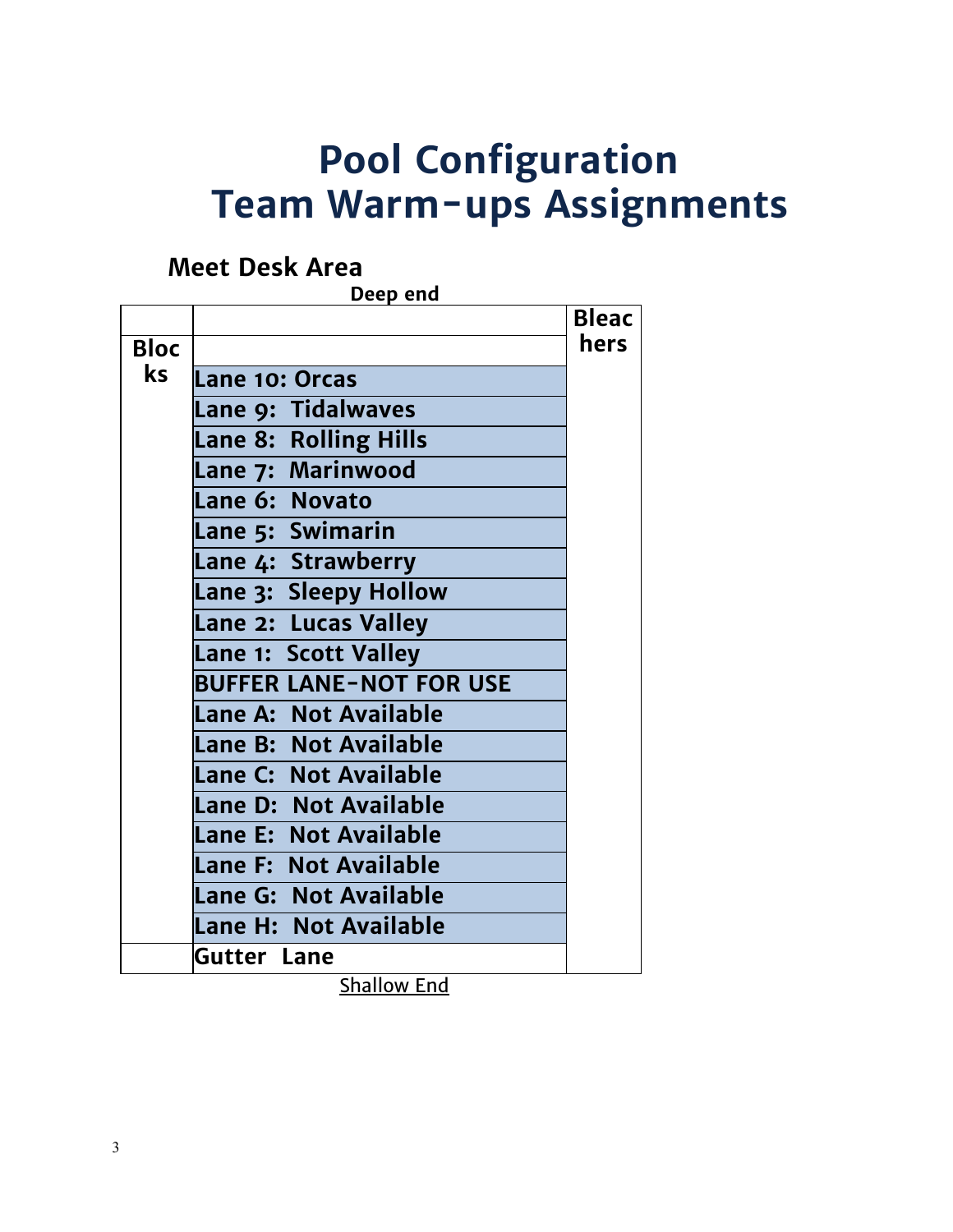# Pool Configuration
# Team Warm-ups Assignments

## Meet Desk Area

Deep end

| Blocks | | Bleachers |
|---|---|---|
| | | |
| | Lane 10: Orcas | |
| | Lane 9: Tidalwaves | |
| | Lane 8: Rolling Hills | |
| | Lane 7: Marinwood | |
| | Lane 6: Novato | |
| | Lane 5: Swimarin | |
| | Lane 4: Strawberry | |
| | Lane 3: Sleepy Hollow | |
| | Lane 2: Lucas Valley | |
| | Lane 1: Scott Valley | |
| | BUFFER LANE-NOT FOR USE | |
| | Lane A: Not Available | |
| | Lane B: Not Available | |
| | Lane C: Not Available | |
| | Lane D: Not Available | |
| | Lane E: Not Available | |
| | Lane F: Not Available | |
| | Lane G: Not Available | |
| | Lane H: Not Available | |
| | Gutter Lane | |

Shallow End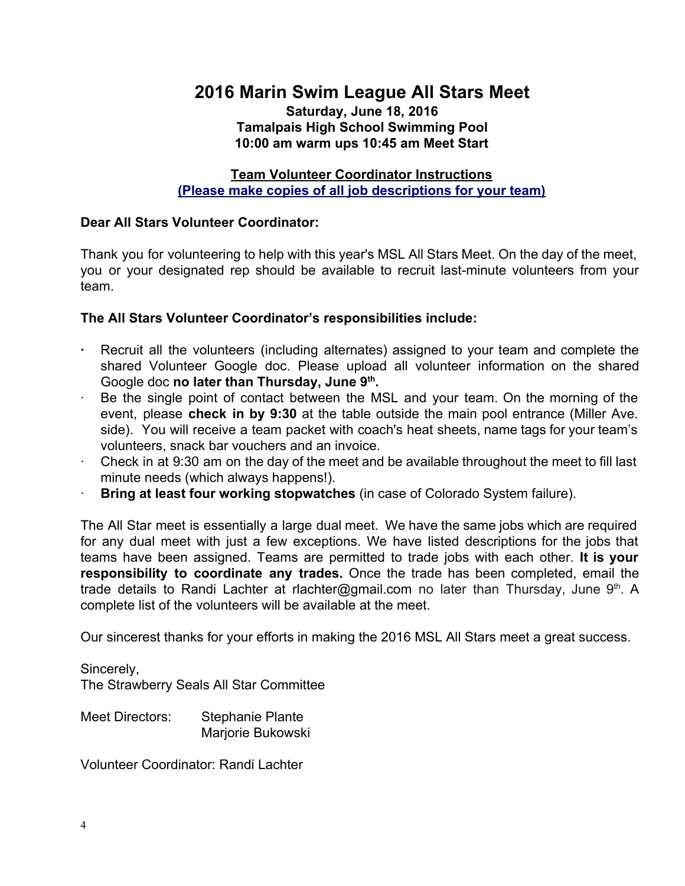# 2016 Marin Swim League All Stars Meet

**Saturday, June 18, 2016**
**Tamalpais High School Swimming Pool**
**10:00 am warm ups 10:45 am Meet Start**

**Team Volunteer Coordinator Instructions**
**(Please make copies of all job descriptions for your team)**

**Dear All Stars Volunteer Coordinator:**

Thank you for volunteering to help with this year's MSL All Stars Meet. On the day of the meet, you or your designated rep should be available to recruit last-minute volunteers from your team.

**The All Stars Volunteer Coordinator's responsibilities include:**

- Recruit all the volunteers (including alternates) assigned to your team and complete the shared Volunteer Google doc. Please upload all volunteer information on the shared Google doc **no later than Thursday, June 9th.**
- Be the single point of contact between the MSL and your team. On the morning of the event, please **check in by 9:30** at the table outside the main pool entrance (Miller Ave. side). You will receive a team packet with coach's heat sheets, name tags for your team's volunteers, snack bar vouchers and an invoice.
- Check in at 9:30 am on the day of the meet and be available throughout the meet to fill last minute needs (which always happens!).
- **Bring at least four working stopwatches** (in case of Colorado System failure).

The All Star meet is essentially a large dual meet. We have the same jobs which are required for any dual meet with just a few exceptions. We have listed descriptions for the jobs that teams have been assigned. Teams are permitted to trade jobs with each other. **It is your responsibility to coordinate any trades.** Once the trade has been completed, email the trade details to Randi Lachter at rlachter@gmail.com no later than Thursday, June 9th. A complete list of the volunteers will be available at the meet.

Our sincerest thanks for your efforts in making the 2016 MSL All Stars meet a great success.

Sincerely,
The Strawberry Seals All Star Committee

Meet Directors: Stephanie Plante
Marjorie Bukowski

Volunteer Coordinator: Randi Lachter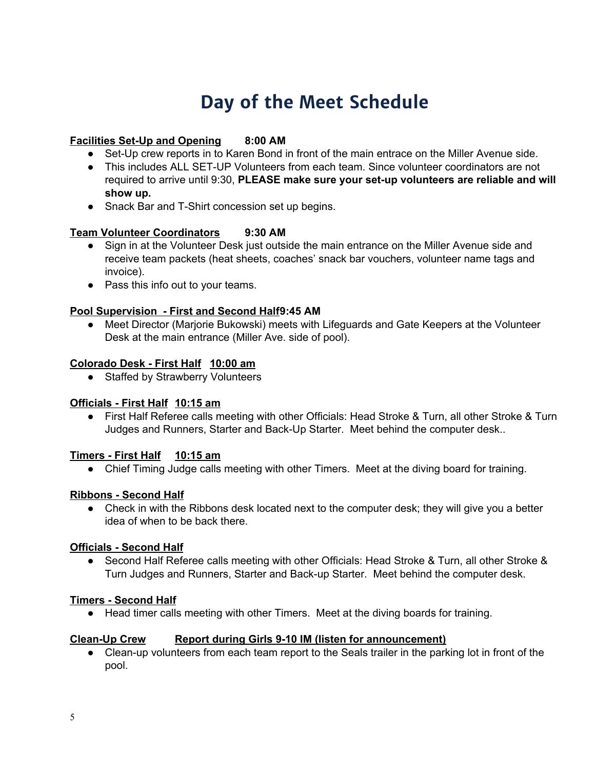# Day of the Meet Schedule

**Facilities Set-Up and Opening    8:00 AM**

- Set-Up crew reports in to Karen Bond in front of the main entrace on the Miller Avenue side.
- This includes ALL SET-UP Volunteers from each team. Since volunteer coordinators are not required to arrive until 9:30, **PLEASE make sure your set-up volunteers are reliable and will show up.**
- Snack Bar and T-Shirt concession set up begins.

**Team Volunteer Coordinators    9:30 AM**

- Sign in at the Volunteer Desk just outside the main entrance on the Miller Avenue side and receive team packets (heat sheets, coaches' snack bar vouchers, volunteer name tags and invoice).
- Pass this info out to your teams.

**Pool Supervision - First and Second Half 9:45 AM**

- Meet Director (Marjorie Bukowski) meets with Lifeguards and Gate Keepers at the Volunteer Desk at the main entrance (Miller Ave. side of pool).

**Colorado Desk - First Half   10:00 am**

- Staffed by Strawberry Volunteers

**Officials - First Half  10:15 am**

- First Half Referee calls meeting with other Officials: Head Stroke & Turn, all other Stroke & Turn Judges and Runners, Starter and Back-Up Starter. Meet behind the computer desk..

**Timers - First Half    10:15 am**

- Chief Timing Judge calls meeting with other Timers. Meet at the diving board for training.

**Ribbons - Second Half**

- Check in with the Ribbons desk located next to the computer desk; they will give you a better idea of when to be back there.

**Officials - Second Half**

- Second Half Referee calls meeting with other Officials: Head Stroke & Turn, all other Stroke & Turn Judges and Runners, Starter and Back-up Starter. Meet behind the computer desk.

**Timers - Second Half**

- Head timer calls meeting with other Timers. Meet at the diving boards for training.

**Clean-Up Crew    Report during Girls 9-10 IM (listen for announcement)**

- Clean-up volunteers from each team report to the Seals trailer in the parking lot in front of the pool.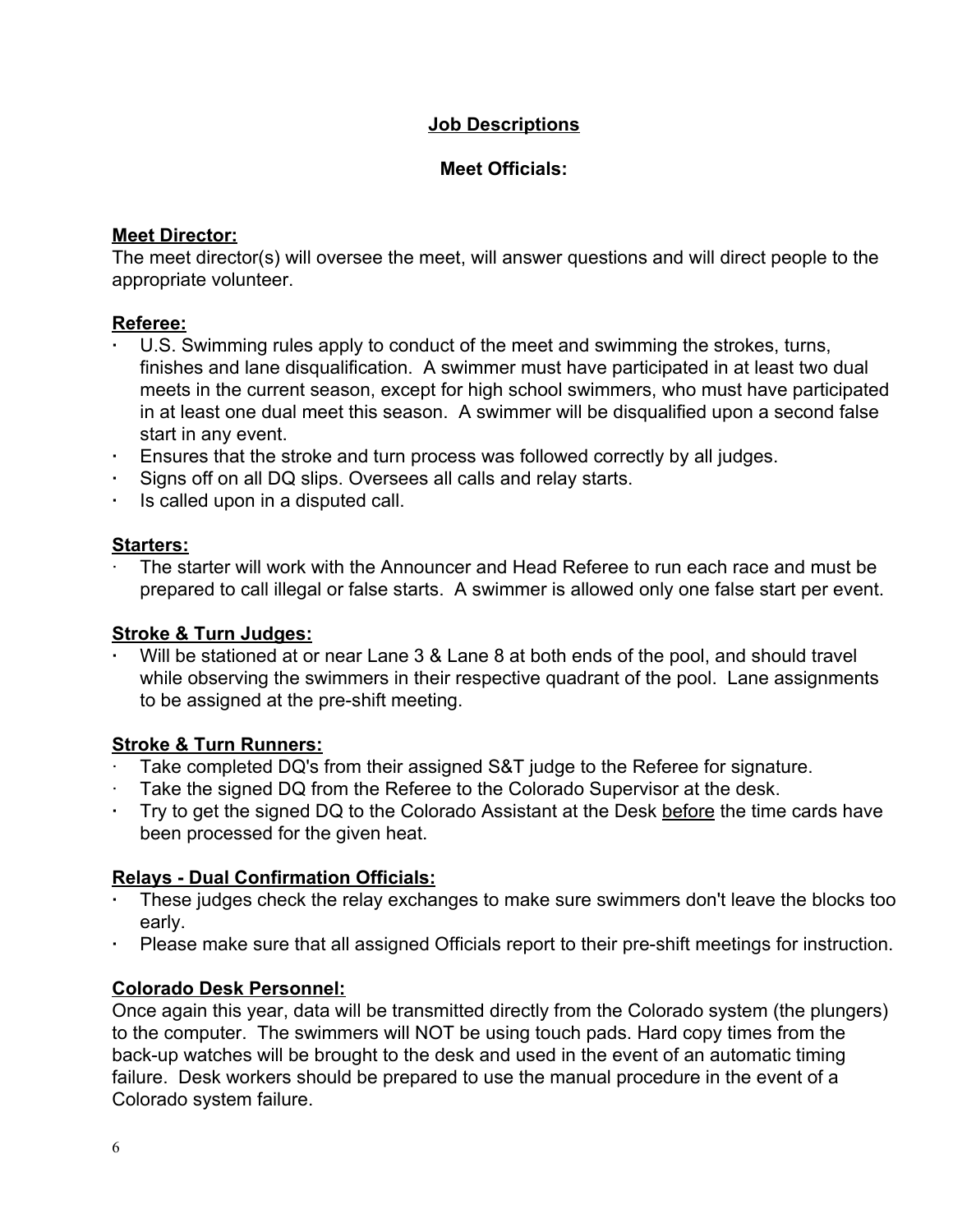## Job Descriptions

### Meet Officials:

**Meet Director:**

The meet director(s) will oversee the meet, will answer questions and will direct people to the appropriate volunteer.

**Referee:**

- U.S. Swimming rules apply to conduct of the meet and swimming the strokes, turns, finishes and lane disqualification. A swimmer must have participated in at least two dual meets in the current season, except for high school swimmers, who must have participated in at least one dual meet this season. A swimmer will be disqualified upon a second false start in any event.
- Ensures that the stroke and turn process was followed correctly by all judges.
- Signs off on all DQ slips. Oversees all calls and relay starts.
- Is called upon in a disputed call.

**Starters:**

- The starter will work with the Announcer and Head Referee to run each race and must be prepared to call illegal or false starts. A swimmer is allowed only one false start per event.

**Stroke & Turn Judges:**

- Will be stationed at or near Lane 3 & Lane 8 at both ends of the pool, and should travel while observing the swimmers in their respective quadrant of the pool. Lane assignments to be assigned at the pre-shift meeting.

**Stroke & Turn Runners:**

- Take completed DQ's from their assigned S&T judge to the Referee for signature.
- Take the signed DQ from the Referee to the Colorado Supervisor at the desk.
- Try to get the signed DQ to the Colorado Assistant at the Desk before the time cards have been processed for the given heat.

**Relays - Dual Confirmation Officials:**

- These judges check the relay exchanges to make sure swimmers don't leave the blocks too early.
- Please make sure that all assigned Officials report to their pre-shift meetings for instruction.

**Colorado Desk Personnel:**

Once again this year, data will be transmitted directly from the Colorado system (the plungers) to the computer. The swimmers will NOT be using touch pads. Hard copy times from the back-up watches will be brought to the desk and used in the event of an automatic timing failure. Desk workers should be prepared to use the manual procedure in the event of a Colorado system failure.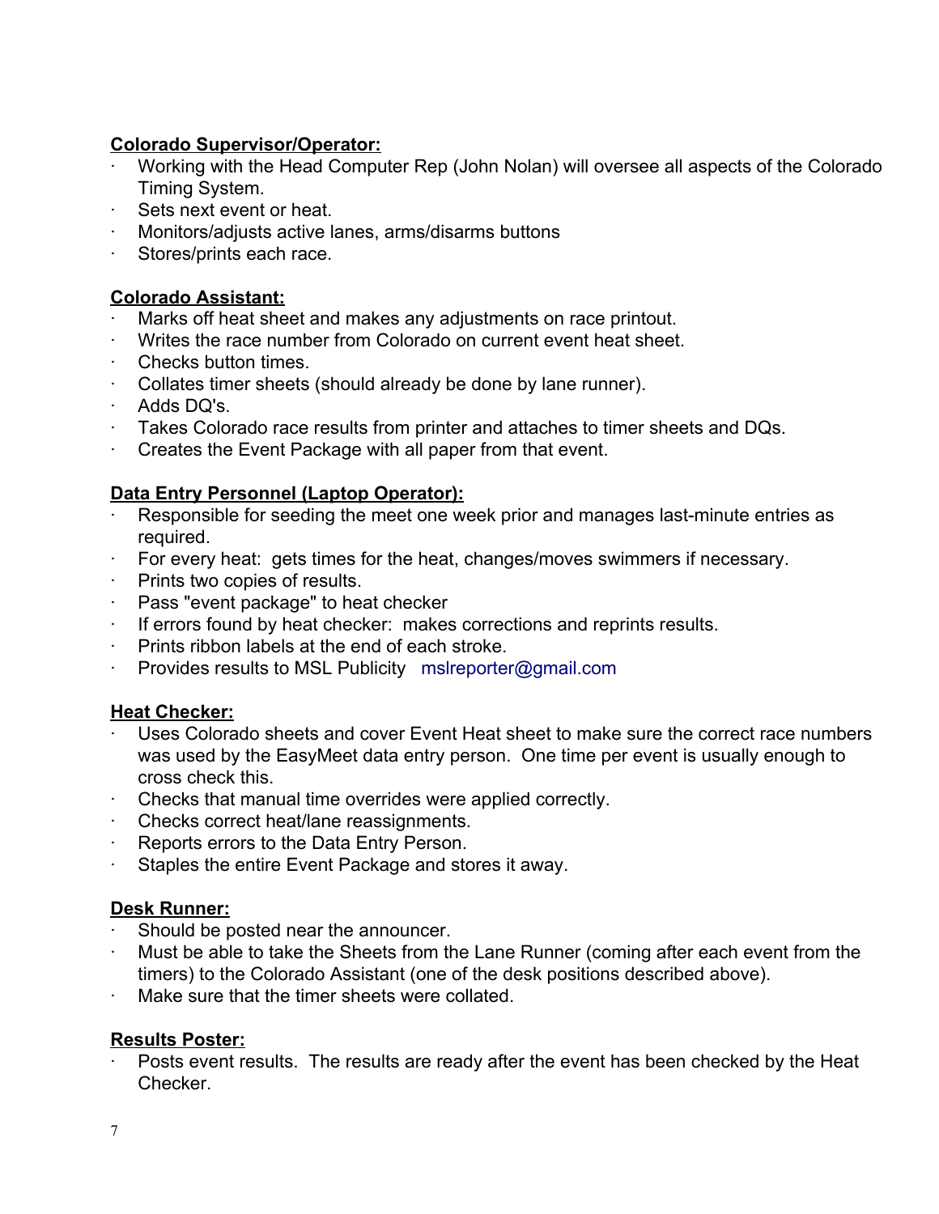**Colorado Supervisor/Operator:**

- Working with the Head Computer Rep (John Nolan) will oversee all aspects of the Colorado Timing System.
- Sets next event or heat.
- Monitors/adjusts active lanes, arms/disarms buttons
- Stores/prints each race.

**Colorado Assistant:**

- Marks off heat sheet and makes any adjustments on race printout.
- Writes the race number from Colorado on current event heat sheet.
- Checks button times.
- Collates timer sheets (should already be done by lane runner).
- Adds DQ's.
- Takes Colorado race results from printer and attaches to timer sheets and DQs.
- Creates the Event Package with all paper from that event.

**Data Entry Personnel (Laptop Operator):**

- Responsible for seeding the meet one week prior and manages last-minute entries as required.
- For every heat: gets times for the heat, changes/moves swimmers if necessary.
- Prints two copies of results.
- Pass "event package" to heat checker
- If errors found by heat checker: makes corrections and reprints results.
- Prints ribbon labels at the end of each stroke.
- Provides results to MSL Publicity mslreporter@gmail.com

**Heat Checker:**

- Uses Colorado sheets and cover Event Heat sheet to make sure the correct race numbers was used by the EasyMeet data entry person. One time per event is usually enough to cross check this.
- Checks that manual time overrides were applied correctly.
- Checks correct heat/lane reassignments.
- Reports errors to the Data Entry Person.
- Staples the entire Event Package and stores it away.

**Desk Runner:**

- Should be posted near the announcer.
- Must be able to take the Sheets from the Lane Runner (coming after each event from the timers) to the Colorado Assistant (one of the desk positions described above).
- Make sure that the timer sheets were collated.

**Results Poster:**

- Posts event results. The results are ready after the event has been checked by the Heat Checker.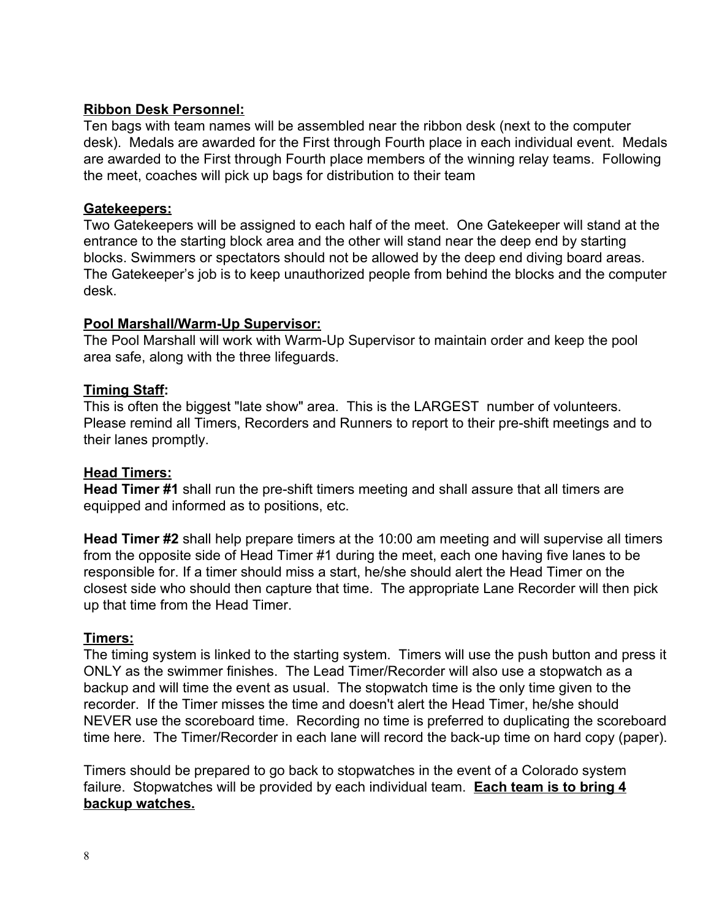**<u>Ribbon Desk Personnel:</u>**
Ten bags with team names will be assembled near the ribbon desk (next to the computer desk). Medals are awarded for the First through Fourth place in each individual event. Medals are awarded to the First through Fourth place members of the winning relay teams. Following the meet, coaches will pick up bags for distribution to their team

**<u>Gatekeepers:</u>**
Two Gatekeepers will be assigned to each half of the meet. One Gatekeeper will stand at the entrance to the starting block area and the other will stand near the deep end by starting blocks. Swimmers or spectators should not be allowed by the deep end diving board areas. The Gatekeeper's job is to keep unauthorized people from behind the blocks and the computer desk.

**<u>Pool Marshall/Warm-Up Supervisor:</u>**
The Pool Marshall will work with Warm-Up Supervisor to maintain order and keep the pool area safe, along with the three lifeguards.

**<u>Timing Staff</u>:**
This is often the biggest "late show" area. This is the LARGEST number of volunteers. Please remind all Timers, Recorders and Runners to report to their pre-shift meetings and to their lanes promptly.

**<u>Head Timers:</u>**
**Head Timer #1** shall run the pre-shift timers meeting and shall assure that all timers are equipped and informed as to positions, etc.

**Head Timer #2** shall help prepare timers at the 10:00 am meeting and will supervise all timers from the opposite side of Head Timer #1 during the meet, each one having five lanes to be responsible for. If a timer should miss a start, he/she should alert the Head Timer on the closest side who should then capture that time. The appropriate Lane Recorder will then pick up that time from the Head Timer.

**<u>Timers:</u>**
The timing system is linked to the starting system. Timers will use the push button and press it ONLY as the swimmer finishes. The Lead Timer/Recorder will also use a stopwatch as a backup and will time the event as usual. The stopwatch time is the only time given to the recorder. If the Timer misses the time and doesn't alert the Head Timer, he/she should NEVER use the scoreboard time. Recording no time is preferred to duplicating the scoreboard time here. The Timer/Recorder in each lane will record the back-up time on hard copy (paper).

Timers should be prepared to go back to stopwatches in the event of a Colorado system failure. Stopwatches will be provided by each individual team. **<u>Each team is to bring 4 backup watches.</u>**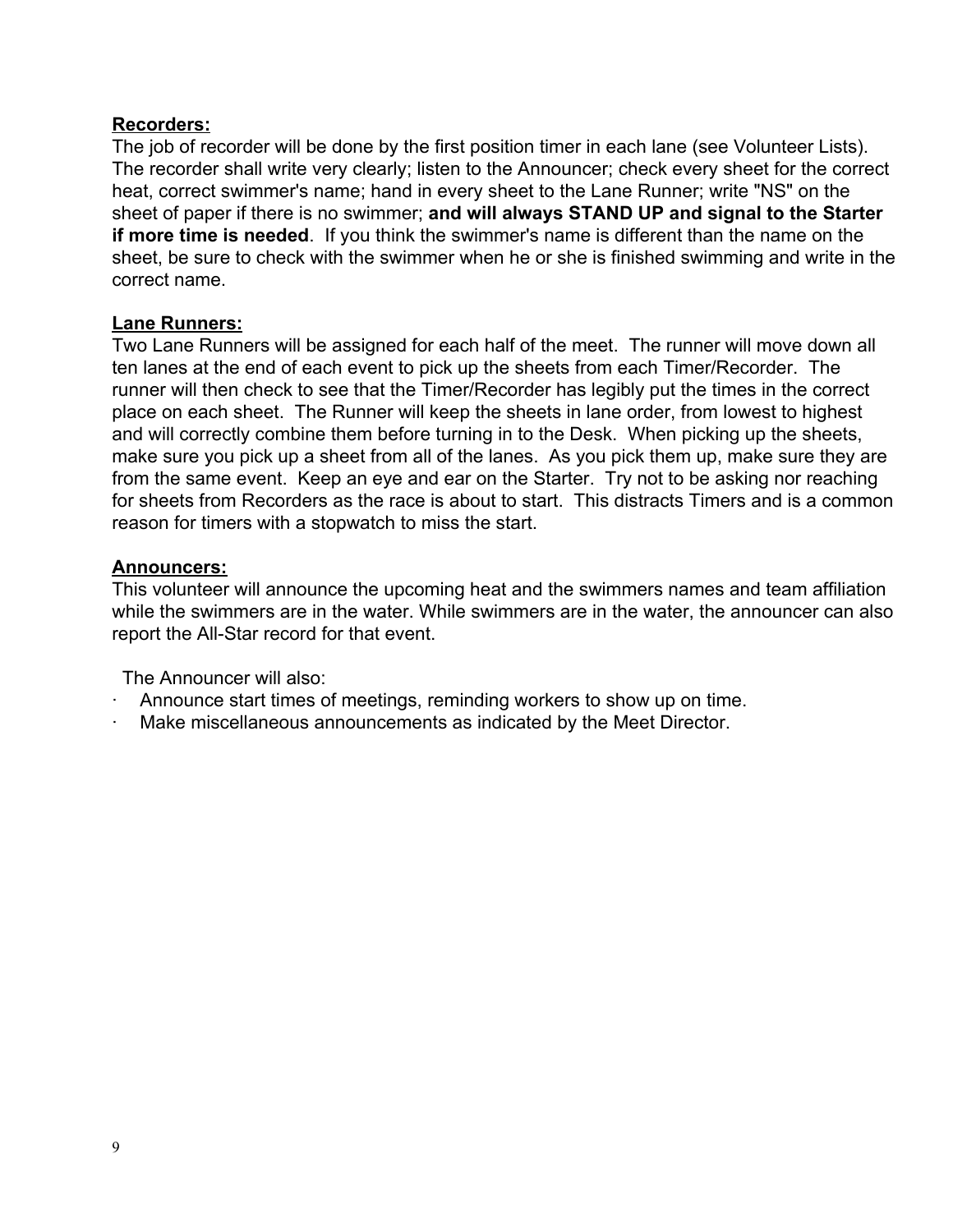**Recorders:**

The job of recorder will be done by the first position timer in each lane (see Volunteer Lists). The recorder shall write very clearly; listen to the Announcer; check every sheet for the correct heat, correct swimmer's name; hand in every sheet to the Lane Runner; write "NS" on the sheet of paper if there is no swimmer; **and will always STAND UP and signal to the Starter if more time is needed**. If you think the swimmer's name is different than the name on the sheet, be sure to check with the swimmer when he or she is finished swimming and write in the correct name.

**Lane Runners:**

Two Lane Runners will be assigned for each half of the meet. The runner will move down all ten lanes at the end of each event to pick up the sheets from each Timer/Recorder. The runner will then check to see that the Timer/Recorder has legibly put the times in the correct place on each sheet. The Runner will keep the sheets in lane order, from lowest to highest and will correctly combine them before turning in to the Desk. When picking up the sheets, make sure you pick up a sheet from all of the lanes. As you pick them up, make sure they are from the same event. Keep an eye and ear on the Starter. Try not to be asking nor reaching for sheets from Recorders as the race is about to start. This distracts Timers and is a common reason for timers with a stopwatch to miss the start.

**Announcers:**

This volunteer will announce the upcoming heat and the swimmers names and team affiliation while the swimmers are in the water. While swimmers are in the water, the announcer can also report the All-Star record for that event.

The Announcer will also:

- Announce start times of meetings, reminding workers to show up on time.
- Make miscellaneous announcements as indicated by the Meet Director.